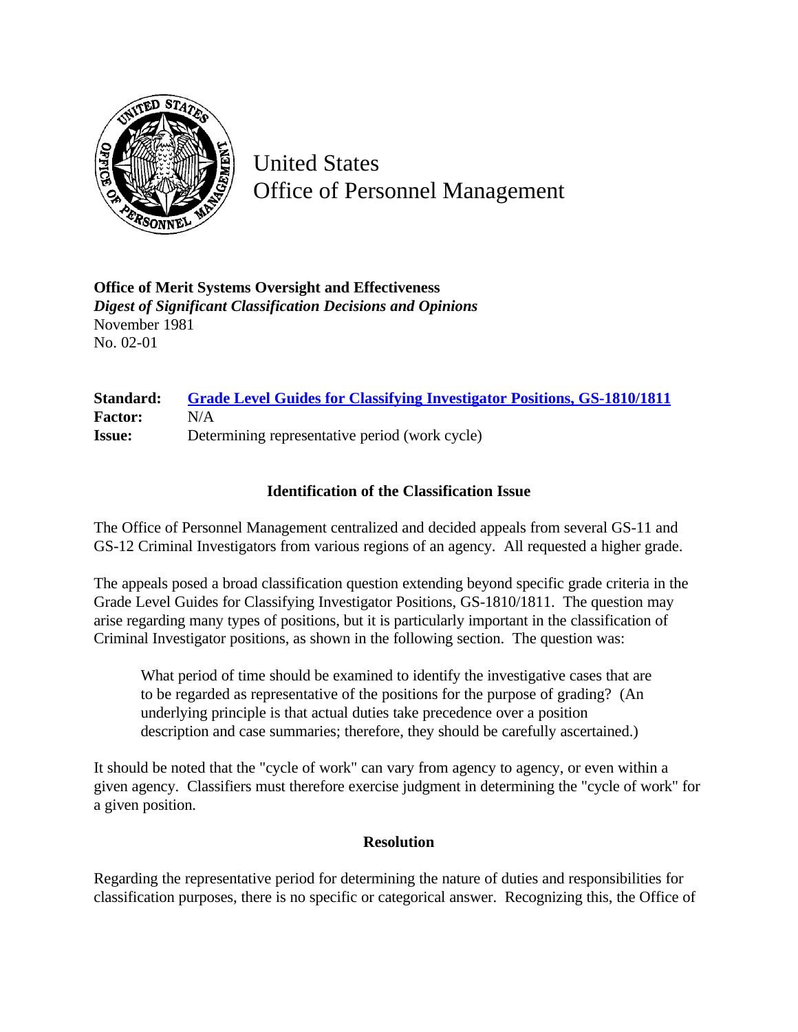# United States Office of Personnel Management

**Office of Merit Systems Oversight and Effectiveness**
*Digest of Significant Classification Decisions and Opinions*
November 1981
No. 02-01

**Standard:** **Grade Level Guides for Classifying Investigator Positions, GS-1810/1811**
**Factor:** N/A
**Issue:** Determining representative period (work cycle)

### Identification of the Classification Issue

The Office of Personnel Management centralized and decided appeals from several GS-11 and GS-12 Criminal Investigators from various regions of an agency. All requested a higher grade.

The appeals posed a broad classification question extending beyond specific grade criteria in the Grade Level Guides for Classifying Investigator Positions, GS-1810/1811. The question may arise regarding many types of positions, but it is particularly important in the classification of Criminal Investigator positions, as shown in the following section. The question was:

> What period of time should be examined to identify the investigative cases that are to be regarded as representative of the positions for the purpose of grading? (An underlying principle is that actual duties take precedence over a position description and case summaries; therefore, they should be carefully ascertained.)

It should be noted that the "cycle of work" can vary from agency to agency, or even within a given agency. Classifiers must therefore exercise judgment in determining the "cycle of work" for a given position.

### Resolution

Regarding the representative period for determining the nature of duties and responsibilities for classification purposes, there is no specific or categorical answer. Recognizing this, the Office of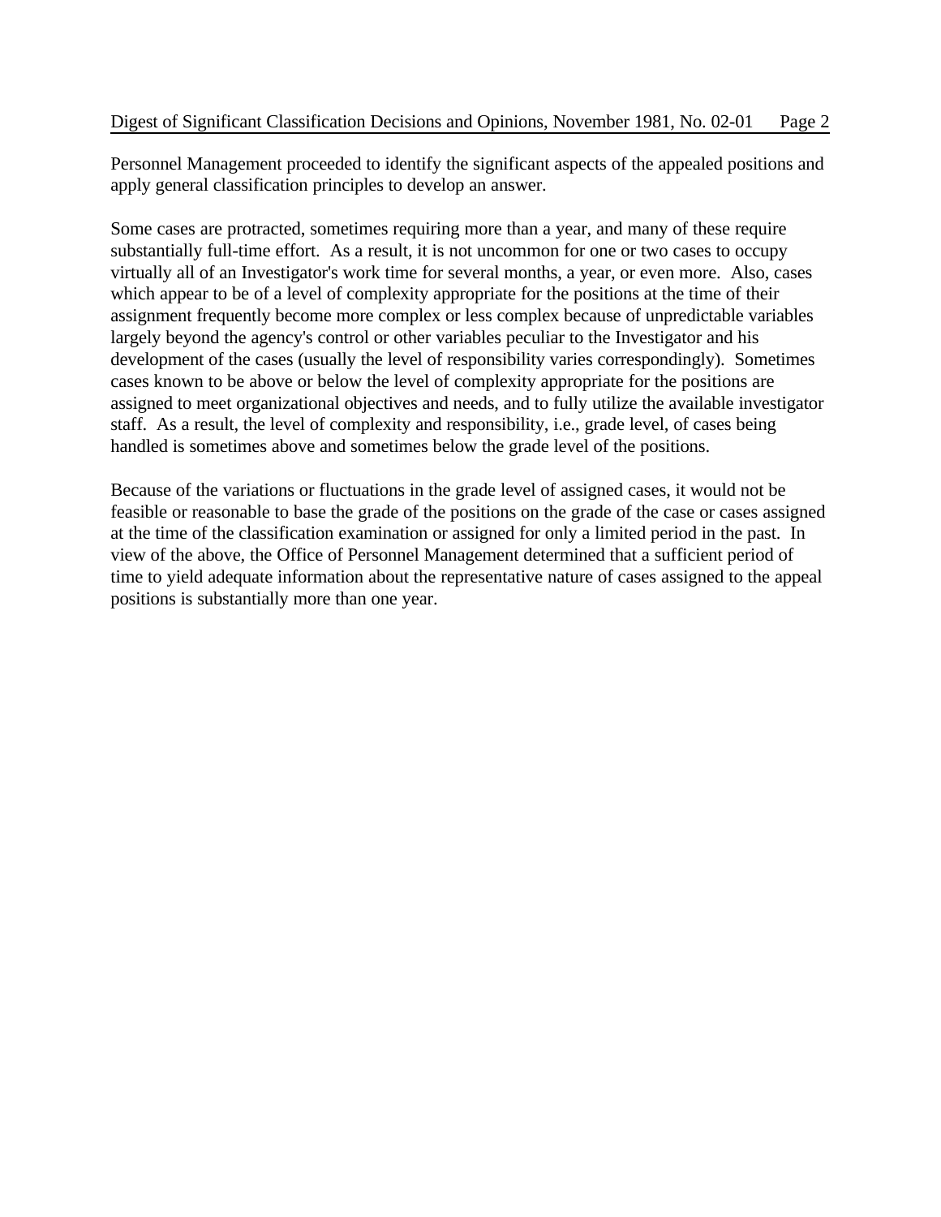Personnel Management proceeded to identify the significant aspects of the appealed positions and apply general classification principles to develop an answer.

Some cases are protracted, sometimes requiring more than a year, and many of these require substantially full-time effort. As a result, it is not uncommon for one or two cases to occupy virtually all of an Investigator's work time for several months, a year, or even more. Also, cases which appear to be of a level of complexity appropriate for the positions at the time of their assignment frequently become more complex or less complex because of unpredictable variables largely beyond the agency's control or other variables peculiar to the Investigator and his development of the cases (usually the level of responsibility varies correspondingly). Sometimes cases known to be above or below the level of complexity appropriate for the positions are assigned to meet organizational objectives and needs, and to fully utilize the available investigator staff. As a result, the level of complexity and responsibility, i.e., grade level, of cases being handled is sometimes above and sometimes below the grade level of the positions.

Because of the variations or fluctuations in the grade level of assigned cases, it would not be feasible or reasonable to base the grade of the positions on the grade of the case or cases assigned at the time of the classification examination or assigned for only a limited period in the past. In view of the above, the Office of Personnel Management determined that a sufficient period of time to yield adequate information about the representative nature of cases assigned to the appeal positions is substantially more than one year.